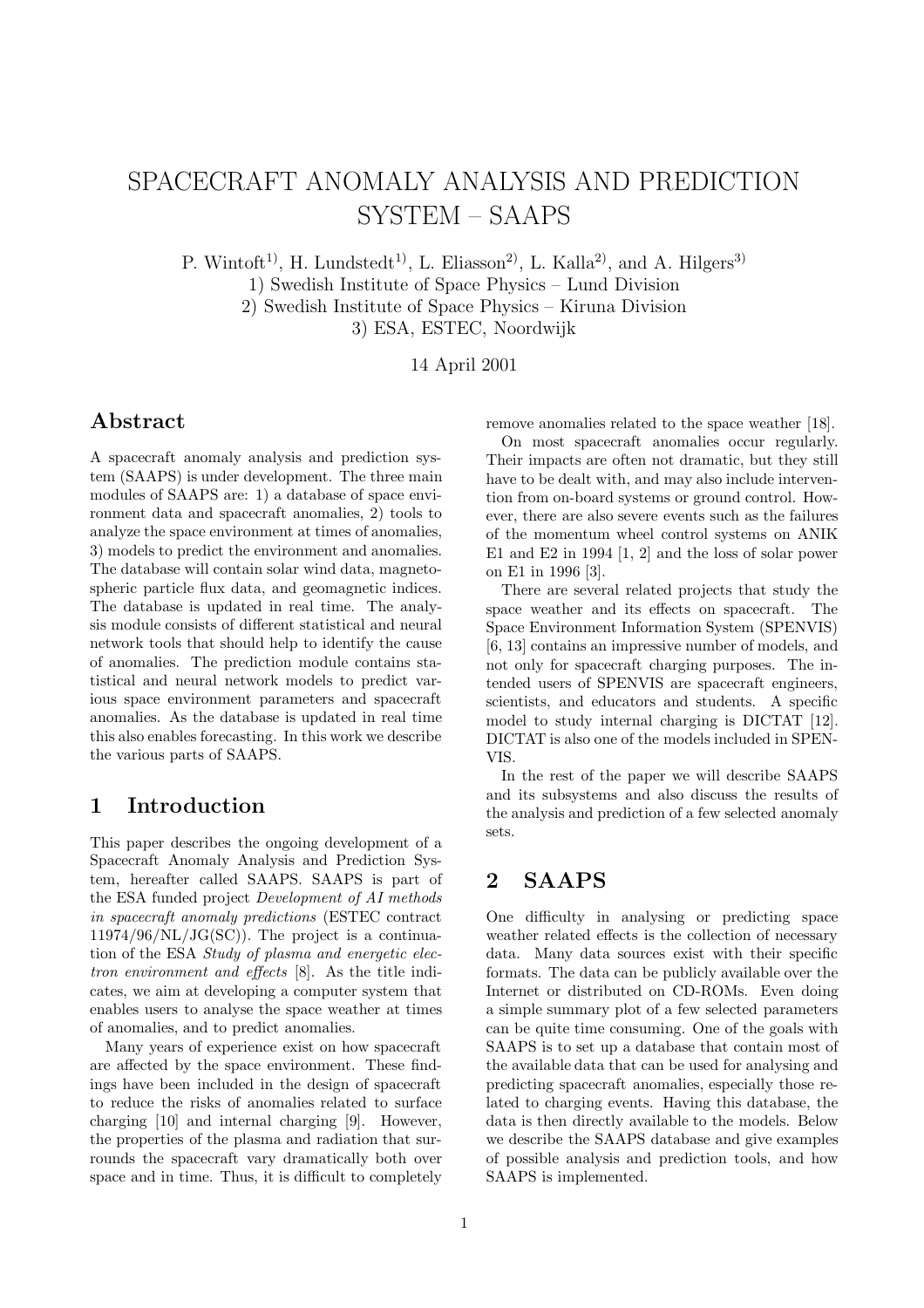# SPACECRAFT ANOMALY ANALYSIS AND PREDICTION SYSTEM – SAAPS

P. Wintoft[1)], H. Lundstedt[1)], L. Eliasson[2)], L. Kalla[2)], and A. Hilgers[3)]

1) Swedish Institute of Space Physics – Lund Division
2) Swedish Institute of Space Physics – Kiruna Division
3) ESA, ESTEC, Noordwijk

14 April 2001

## Abstract

A spacecraft anomaly analysis and prediction system (SAAPS) is under development. The three main modules of SAAPS are: 1) a database of space environment data and spacecraft anomalies, 2) tools to analyze the space environment at times of anomalies, 3) models to predict the environment and anomalies. The database will contain solar wind data, magnetospheric particle flux data, and geomagnetic indices. The database is updated in real time. The analysis module consists of different statistical and neural network tools that should help to identify the cause of anomalies. The prediction module contains statistical and neural network models to predict various space environment parameters and spacecraft anomalies. As the database is updated in real time this also enables forecasting. In this work we describe the various parts of SAAPS.

## 1 Introduction

This paper describes the ongoing development of a Spacecraft Anomaly Analysis and Prediction System, hereafter called SAAPS. SAAPS is part of the ESA funded project *Development of AI methods in spacecraft anomaly predictions* (ESTEC contract 11974/96/NL/JG(SC)). The project is a continuation of the ESA *Study of plasma and energetic electron environment and effects* [8]. As the title indicates, we aim at developing a computer system that enables users to analyse the space weather at times of anomalies, and to predict anomalies.

Many years of experience exist on how spacecraft are affected by the space environment. These findings have been included in the design of spacecraft to reduce the risks of anomalies related to surface charging [10] and internal charging [9]. However, the properties of the plasma and radiation that surrounds the spacecraft vary dramatically both over space and in time. Thus, it is difficult to completely remove anomalies related to the space weather [18].

On most spacecraft anomalies occur regularly. Their impacts are often not dramatic, but they still have to be dealt with, and may also include intervention from on-board systems or ground control. However, there are also severe events such as the failures of the momentum wheel control systems on ANIK E1 and E2 in 1994 [1, 2] and the loss of solar power on E1 in 1996 [3].

There are several related projects that study the space weather and its effects on spacecraft. The Space Environment Information System (SPENVIS) [6, 13] contains an impressive number of models, and not only for spacecraft charging purposes. The intended users of SPENVIS are spacecraft engineers, scientists, and educators and students. A specific model to study internal charging is DICTAT [12]. DICTAT is also one of the models included in SPENVIS.

In the rest of the paper we will describe SAAPS and its subsystems and also discuss the results of the analysis and prediction of a few selected anomaly sets.

## 2 SAAPS

One difficulty in analysing or predicting space weather related effects is the collection of necessary data. Many data sources exist with their specific formats. The data can be publicly available over the Internet or distributed on CD-ROMs. Even doing a simple summary plot of a few selected parameters can be quite time consuming. One of the goals with SAAPS is to set up a database that contain most of the available data that can be used for analysing and predicting spacecraft anomalies, especially those related to charging events. Having this database, the data is then directly available to the models. Below we describe the SAAPS database and give examples of possible analysis and prediction tools, and how SAAPS is implemented.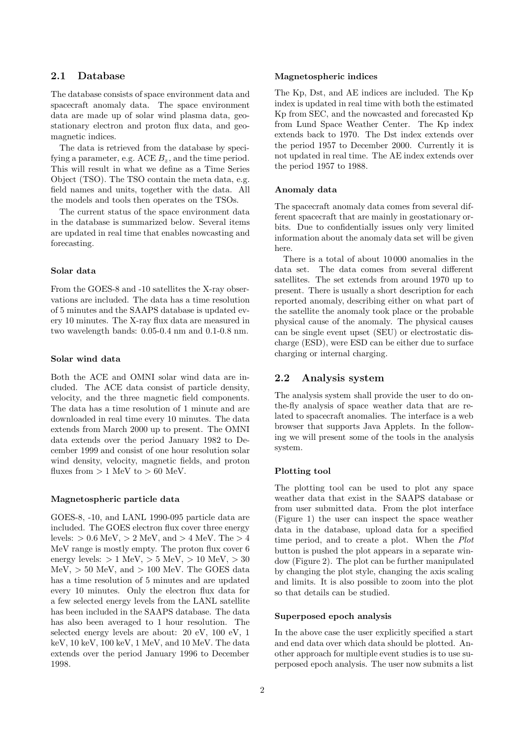## 2.1 Database

The database consists of space environment data and spacecraft anomaly data. The space environment data are made up of solar wind plasma data, geostationary electron and proton flux data, and geomagnetic indices.

The data is retrieved from the database by specifying a parameter, e.g. ACE $B_z$, and the time period. This will result in what we define as a Time Series Object (TSO). The TSO contain the meta data, e.g. field names and units, together with the data. All the models and tools then operates on the TSOs.

The current status of the space environment data in the database is summarized below. Several items are updated in real time that enables nowcasting and forecasting.

### Solar data

From the GOES-8 and -10 satellites the X-ray observations are included. The data has a time resolution of 5 minutes and the SAAPS database is updated every 10 minutes. The X-ray flux data are measured in two wavelength bands: 0.05-0.4 nm and 0.1-0.8 nm.

### Solar wind data

Both the ACE and OMNI solar wind data are included. The ACE data consist of particle density, velocity, and the three magnetic field components. The data has a time resolution of 1 minute and are downloaded in real time every 10 minutes. The data extends from March 2000 up to present. The OMNI data extends over the period January 1982 to December 1999 and consist of one hour resolution solar wind density, velocity, magnetic fields, and proton fluxes from $> 1$ MeV to $> 60$ MeV.

### Magnetospheric particle data

GOES-8, -10, and LANL 1990-095 particle data are included. The GOES electron flux cover three energy levels: $> 0.6$ MeV, $> 2$ MeV, and $> 4$ MeV. The $> 4$ MeV range is mostly empty. The proton flux cover 6 energy levels: $> 1$ MeV, $> 5$ MeV, $> 10$ MeV, $> 30$ MeV, $> 50$ MeV, and $> 100$ MeV. The GOES data has a time resolution of 5 minutes and are updated every 10 minutes. Only the electron flux data for a few selected energy levels from the LANL satellite has been included in the SAAPS database. The data has also been averaged to 1 hour resolution. The selected energy levels are about: 20 eV, 100 eV, 1 keV, 10 keV, 100 keV, 1 MeV, and 10 MeV. The data extends over the period January 1996 to December 1998.

### Magnetospheric indices

The Kp, Dst, and AE indices are included. The Kp index is updated in real time with both the estimated Kp from SEC, and the nowcasted and forecasted Kp from Lund Space Weather Center. The Kp index extends back to 1970. The Dst index extends over the period 1957 to December 2000. Currently it is not updated in real time. The AE index extends over the period 1957 to 1988.

### Anomaly data

The spacecraft anomaly data comes from several different spacecraft that are mainly in geostationary orbits. Due to confidentially issues only very limited information about the anomaly data set will be given here.

There is a total of about 10 000 anomalies in the data set. The data comes from several different satellites. The set extends from around 1970 up to present. There is usually a short description for each reported anomaly, describing either on what part of the satellite the anomaly took place or the probable physical cause of the anomaly. The physical causes can be single event upset (SEU) or electrostatic discharge (ESD), were ESD can be either due to surface charging or internal charging.

## 2.2 Analysis system

The analysis system shall provide the user to do on-the-fly analysis of space weather data that are related to spacecraft anomalies. The interface is a web browser that supports Java Applets. In the following we will present some of the tools in the analysis system.

### Plotting tool

The plotting tool can be used to plot any space weather data that exist in the SAAPS database or from user submitted data. From the plot interface (Figure 1) the user can inspect the space weather data in the database, upload data for a specified time period, and to create a plot. When the *Plot* button is pushed the plot appears in a separate window (Figure 2). The plot can be further manipulated by changing the plot style, changing the axis scaling and limits. It is also possible to zoom into the plot so that details can be studied.

### Superposed epoch analysis

In the above case the user explicitly specified a start and end data over which data should be plotted. Another approach for multiple event studies is to use superposed epoch analysis. The user now submits a list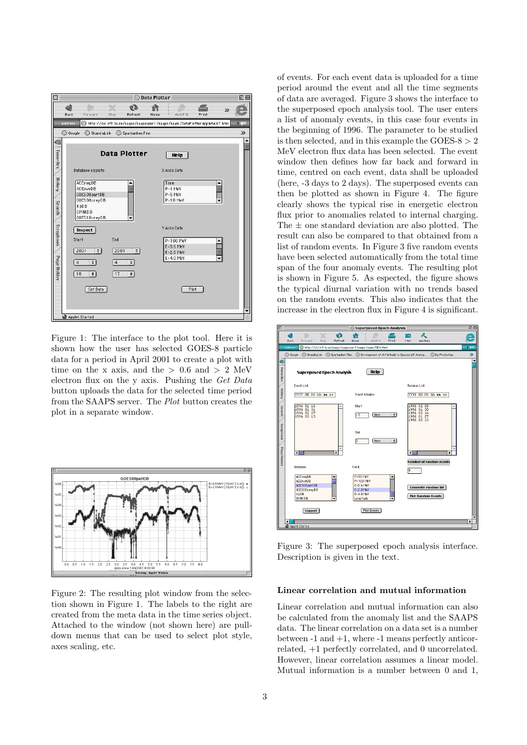Figure 1: The interface to the plot tool. Here it is shown how the user has selected GOES-8 particle data for a period in April 2001 to create a plot with time on the x axis, and the > 0.6 and > 2 MeV electron flux on the y axis. Pushing the *Get Data* button uploads the data for the selected time period from the SAAPS server. The *Plot* button creates the plot in a separate window.

Figure 2: The resulting plot window from the selection shown in Figure 1. The labels to the right are created from the meta data in the time series object. Attached to the window (not shown here) are pull-down menus that can be used to select plot style, axes scaling, etc.

of events. For each event data is uploaded for a time period around the event and all the time segments of data are averaged. Figure 3 shows the interface to the superposed epoch analysis tool. The user enters a list of anomaly events, in this case four events in the beginning of 1996. The parameter to be studied is then selected, and in this example the GOES-8 > 2 MeV electron flux data has been selected. The event window then defines how far back and forward in time, centred on each event, data shall be uploaded (here, -3 days to 2 days). The superposed events can then be plotted as shown in Figure 4. The figure clearly shows the typical rise in energetic electron flux prior to anomalies related to internal charging. The ± one standard deviation are also plotted. The result can also be compared to that obtained from a list of random events. In Figure 3 five random events have been selected automatically from the total time span of the four anomaly events. The resulting plot is shown in Figure 5. As expected, the figure shows the typical diurnal variation with no trends based on the random events. This also indicates that the increase in the electron flux in Figure 4 is significant.

Figure 3: The superposed epoch analysis interface. Description is given in the text.

## Linear correlation and mutual information

Linear correlation and mutual information can also be calculated from the anomaly list and the SAAPS data. The linear correlation on a data set is a number between -1 and +1, where -1 means perfectly anticorrelated, +1 perfectly correlated, and 0 uncorrelated. However, linear correlation assumes a linear model. Mutual information is a number between 0 and 1,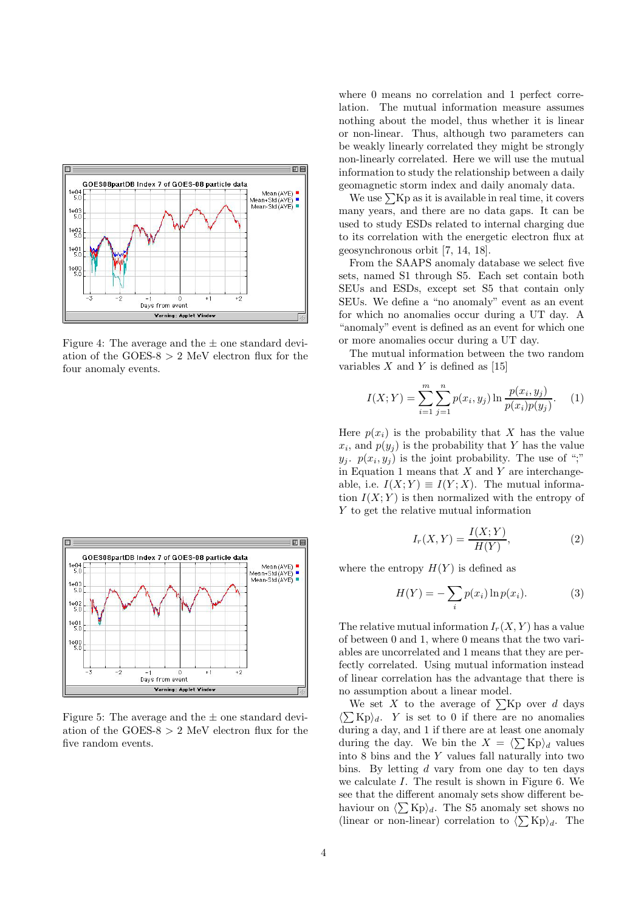Figure 4: The average and the ± one standard deviation of the GOES-8 > 2 MeV electron flux for the four anomaly events.

Figure 5: The average and the ± one standard deviation of the GOES-8 > 2 MeV electron flux for the five random events.

where 0 means no correlation and 1 perfect correlation. The mutual information measure assumes nothing about the model, thus whether it is linear or non-linear. Thus, although two parameters can be weakly linearly correlated they might be strongly non-linearly correlated. Here we will use the mutual information to study the relationship between a daily geomagnetic storm index and daily anomaly data.

We use $\sum$Kp as it is available in real time, it covers many years, and there are no data gaps. It can be used to study ESDs related to internal charging due to its correlation with the energetic electron flux at geosynchronous orbit [7, 14, 18].

From the SAAPS anomaly database we select five sets, named S1 through S5. Each set contain both SEUs and ESDs, except set S5 that contain only SEUs. We define a "no anomaly" event as an event for which no anomalies occur during a UT day. A "anomaly" event is defined as an event for which one or more anomalies occur during a UT day.

The mutual information between the two random variables $X$ and $Y$ is defined as [15]

$$I(X;Y) = \sum_{i=1}^{m} \sum_{j=1}^{n} p(x_i, y_j) \ln \frac{p(x_i, y_j)}{p(x_i)p(y_j)}. \quad (1)$$

Here $p(x_i)$ is the probability that $X$ has the value $x_i$, and $p(y_j)$ is the probability that $Y$ has the value $y_j$. $p(x_i, y_j)$ is the joint probability. The use of ";" in Equation 1 means that $X$ and $Y$ are interchangeable, i.e. $I(X;Y) \equiv I(Y;X)$. The mutual information $I(X;Y)$ is then normalized with the entropy of $Y$ to get the relative mutual information

$$I_r(X,Y) = \frac{I(X;Y)}{H(Y)}, \quad (2)$$

where the entropy $H(Y)$ is defined as

$$H(Y) = -\sum_i p(x_i) \ln p(x_i). \quad (3)$$

The relative mutual information $I_r(X,Y)$ has a value of between 0 and 1, where 0 means that the two variables are uncorrelated and 1 means that they are perfectly correlated. Using mutual information instead of linear correlation has the advantage that there is no assumption about a linear model.

We set $X$ to the average of $\sum$Kp over $d$ days $\langle \sum \mathrm{Kp} \rangle_d$. $Y$ is set to 0 if there are no anomalies during a day, and 1 if there are at least one anomaly during the day. We bin the $X = \langle \sum \mathrm{Kp} \rangle_d$ values into 8 bins and the $Y$ values fall naturally into two bins. By letting $d$ vary from one day to ten days we calculate $I$. The result is shown in Figure 6. We see that the different anomaly sets show different behaviour on $\langle \sum \mathrm{Kp} \rangle_d$. The S5 anomaly set shows no (linear or non-linear) correlation to $\langle \sum \mathrm{Kp} \rangle_d$. The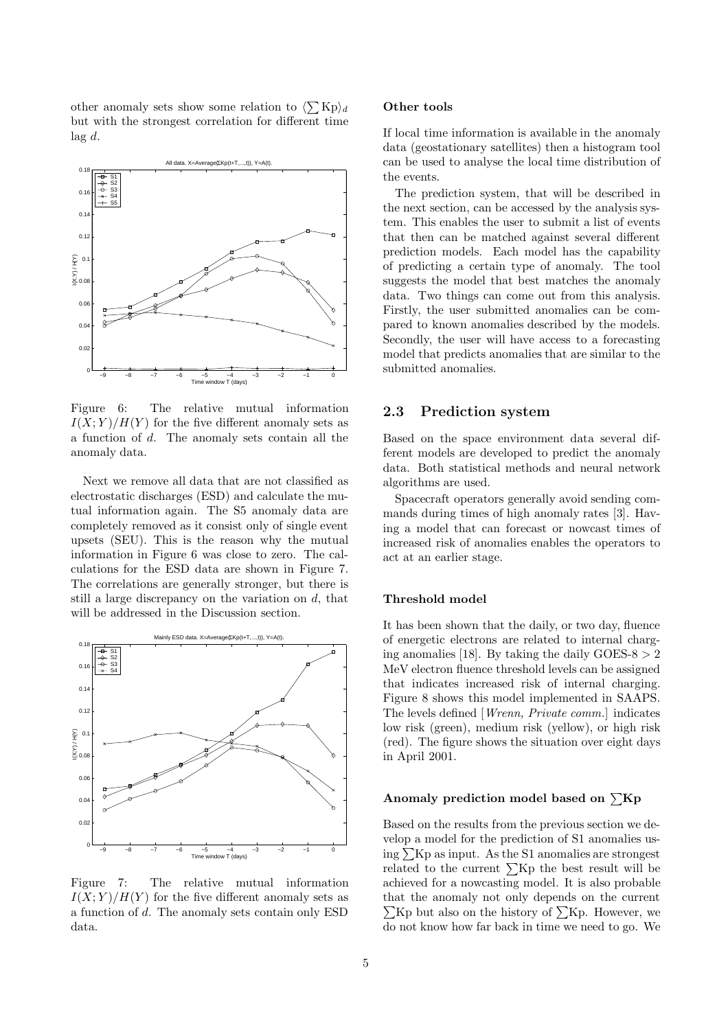other anomaly sets show some relation to $\langle \sum \mathrm{Kp} \rangle_d$ but with the strongest correlation for different time lag $d$.

Figure 6: The relative mutual information $I(X;Y)/H(Y)$ for the five different anomaly sets as a function of $d$. The anomaly sets contain all the anomaly data.

Next we remove all data that are not classified as electrostatic discharges (ESD) and calculate the mutual information again. The S5 anomaly data are completely removed as it consist only of single event upsets (SEU). This is the reason why the mutual information in Figure 6 was close to zero. The calculations for the ESD data are shown in Figure 7. The correlations are generally stronger, but there is still a large discrepancy on the variation on $d$, that will be addressed in the Discussion section.

Figure 7: The relative mutual information $I(X;Y)/H(Y)$ for the five different anomaly sets as a function of $d$. The anomaly sets contain only ESD data.

#### Other tools

If local time information is available in the anomaly data (geostationary satellites) then a histogram tool can be used to analyse the local time distribution of the events.

The prediction system, that will be described in the next section, can be accessed by the analysis system. This enables the user to submit a list of events that then can be matched against several different prediction models. Each model has the capability of predicting a certain type of anomaly. The tool suggests the model that best matches the anomaly data. Two things can come out from this analysis. Firstly, the user submitted anomalies can be compared to known anomalies described by the models. Secondly, the user will have access to a forecasting model that predicts anomalies that are similar to the submitted anomalies.

## 2.3 Prediction system

Based on the space environment data several different models are developed to predict the anomaly data. Both statistical methods and neural network algorithms are used.

Spacecraft operators generally avoid sending commands during times of high anomaly rates [3]. Having a model that can forecast or nowcast times of increased risk of anomalies enables the operators to act at an earlier stage.

#### Threshold model

It has been shown that the daily, or two day, fluence of energetic electrons are related to internal charging anomalies [18]. By taking the daily GOES-8 $> 2$ MeV electron fluence threshold levels can be assigned that indicates increased risk of internal charging. Figure 8 shows this model implemented in SAAPS. The levels defined [*Wrenn, Private comm.*] indicates low risk (green), medium risk (yellow), or high risk (red). The figure shows the situation over eight days in April 2001.

#### Anomaly prediction model based on $\sum$Kp

Based on the results from the previous section we develop a model for the prediction of S1 anomalies using $\sum$Kp as input. As the S1 anomalies are strongest related to the current $\sum$Kp the best result will be achieved for a nowcasting model. It is also probable that the anomaly not only depends on the current $\sum$Kp but also on the history of $\sum$Kp. However, we do not know how far back in time we need to go. We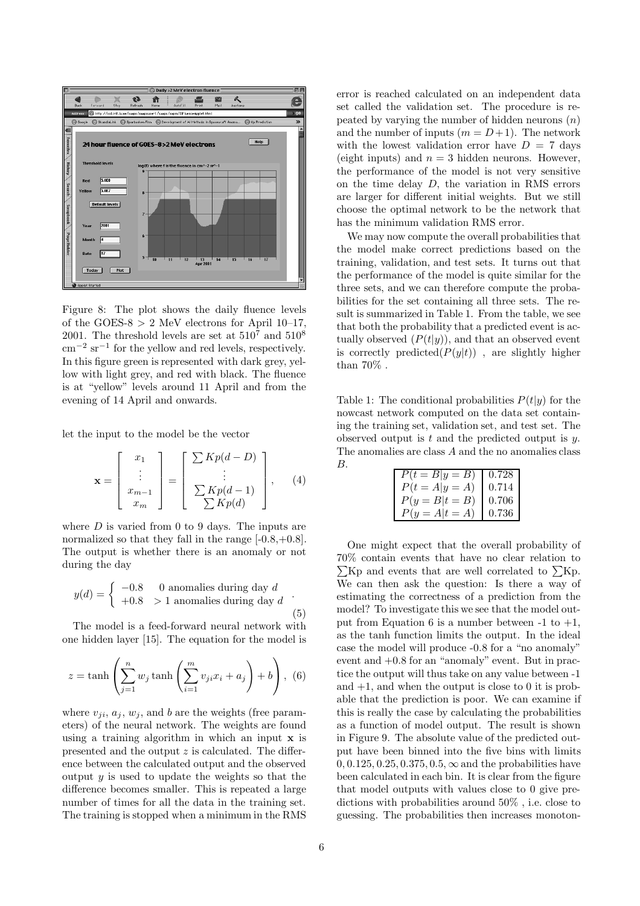Figure 8: The plot shows the daily fluence levels of the GOES-8 > 2 MeV electrons for April 10–17, 2001. The threshold levels are set at $510^7$ and $510^8$ $\mathrm{cm}^{-2}\ \mathrm{sr}^{-1}$ for the yellow and red levels, respectively. In this figure green is represented with dark grey, yellow with light grey, and red with black. The fluence is at "yellow" levels around 11 April and from the evening of 14 April and onwards.

let the input to the model be the vector

$$\mathbf{x} = \left[ \begin{array}{c} x_1 \\ \vdots \\ x_{m-1} \\ x_m \end{array} \right] = \left[ \begin{array}{c} \sum Kp(d-D) \\ \vdots \\ \sum Kp(d-1) \\ \sum Kp(d) \end{array} \right], \quad (4)$$

where $D$ is varied from 0 to 9 days. The inputs are normalized so that they fall in the range [-0.8,+0.8]. The output is whether there is an anomaly or not during the day

$$y(d) = \left\{ \begin{array}{ll} -0.8 & 0 \text{ anomalies during day } d \\ +0.8 & > 1 \text{ anomalies during day } d \end{array} \right. . \quad (5)$$

The model is a feed-forward neural network with one hidden layer [15]. The equation for the model is

$$z = \tanh\left( \sum_{j=1}^{n} w_j \tanh\left( \sum_{i=1}^{m} v_{ji} x_i + a_j \right) + b \right), \quad (6)$$

where $v_{ji}$, $a_j$, $w_j$, and $b$ are the weights (free parameters) of the neural network. The weights are found using a training algorithm in which an input $\mathbf{x}$ is presented and the output $z$ is calculated. The difference between the calculated output and the observed output $y$ is used to update the weights so that the difference becomes smaller. This is repeated a large number of times for all the data in the training set. The training is stopped when a minimum in the RMS error is reached calculated on an independent data set called the validation set. The procedure is repeated by varying the number of hidden neurons ($n$) and the number of inputs ($m = D+1$). The network with the lowest validation error have $D = 7$ days (eight inputs) and $n = 3$ hidden neurons. However, the performance of the model is not very sensitive on the time delay $D$, the variation in RMS errors are larger for different initial weights. But we still choose the optimal network to be the network that has the minimum validation RMS error.

We may now compute the overall probabilities that the model make correct predictions based on the training, validation, and test sets. It turns out that the performance of the model is quite similar for the three sets, and we can therefore compute the probabilities for the set containing all three sets. The result is summarized in Table 1. From the table, we see that both the probability that a predicted event is actually observed ($P(t|y)$), and that an observed event is correctly predicted($P(y|t)$) , are slightly higher than 70% .

Table 1: The conditional probabilities $P(t|y)$ for the nowcast network computed on the data set containing the training set, validation set, and test set. The observed output is $t$ and the predicted output is $y$. The anomalies are class $A$ and the no anomalies class $B$.

| | |
|---|---|
| $P(t = B \mid y = B)$ | 0.728 |
| $P(t = A \mid y = A)$ | 0.714 |
| $P(y = B \mid t = B)$ | 0.706 |
| $P(y = A \mid t = A)$ | 0.736 |

One might expect that the overall probability of 70% contain events that have no clear relation to $\sum$Kp and events that are well correlated to $\sum$Kp. We can then ask the question: Is there a way of estimating the correctness of a prediction from the model? To investigate this we see that the model output from Equation 6 is a number between -1 to +1, as the tanh function limits the output. In the ideal case the model will produce -0.8 for a "no anomaly" event and +0.8 for an "anomaly" event. But in practice the output will thus take on any value between -1 and +1, and when the output is close to 0 it is probable that the prediction is poor. We can examine if this is really the case by calculating the probabilities as a function of model output. The result is shown in Figure 9. The absolute value of the predicted output have been binned into the five bins with limits $0, 0.125, 0.25, 0.375, 0.5, \infty$ and the probabilities have been calculated in each bin. It is clear from the figure that model outputs with values close to 0 give predictions with probabilities around 50% , i.e. close to guessing. The probabilities then increases monoton-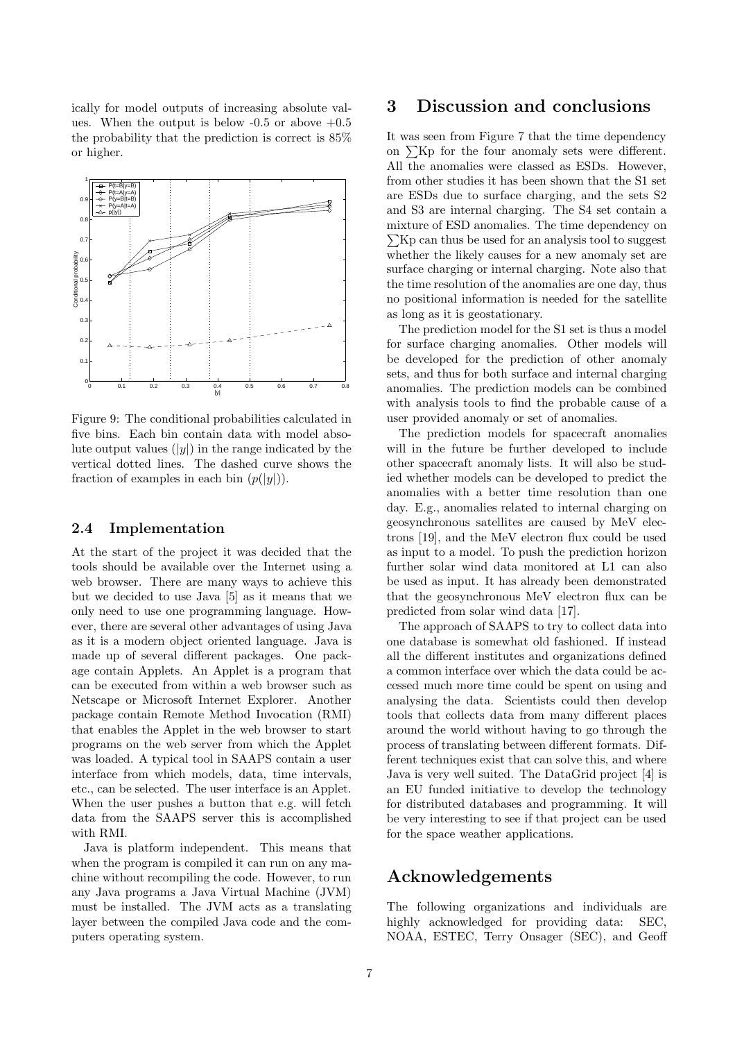ically for model outputs of increasing absolute values. When the output is below -0.5 or above +0.5 the probability that the prediction is correct is 85% or higher.

Figure 9: The conditional probabilities calculated in five bins. Each bin contain data with model absolute output values ($|y|$) in the range indicated by the vertical dotted lines. The dashed curve shows the fraction of examples in each bin ($p(|y|)$).

### 2.4 Implementation

At the start of the project it was decided that the tools should be available over the Internet using a web browser. There are many ways to achieve this but we decided to use Java [5] as it means that we only need to use one programming language. However, there are several other advantages of using Java as it is a modern object oriented language. Java is made up of several different packages. One package contain Applets. An Applet is a program that can be executed from within a web browser such as Netscape or Microsoft Internet Explorer. Another package contain Remote Method Invocation (RMI) that enables the Applet in the web browser to start programs on the web server from which the Applet was loaded. A typical tool in SAAPS contain a user interface from which models, data, time intervals, etc., can be selected. The user interface is an Applet. When the user pushes a button that e.g. will fetch data from the SAAPS server this is accomplished with RMI.

Java is platform independent. This means that when the program is compiled it can run on any machine without recompiling the code. However, to run any Java programs a Java Virtual Machine (JVM) must be installed. The JVM acts as a translating layer between the compiled Java code and the computers operating system.

## 3 Discussion and conclusions

It was seen from Figure 7 that the time dependency on $\sum$Kp for the four anomaly sets were different. All the anomalies were classed as ESDs. However, from other studies it has been shown that the S1 set are ESDs due to surface charging, and the sets S2 and S3 are internal charging. The S4 set contain a mixture of ESD anomalies. The time dependency on $\sum$Kp can thus be used for an analysis tool to suggest whether the likely causes for a new anomaly set are surface charging or internal charging. Note also that the time resolution of the anomalies are one day, thus no positional information is needed for the satellite as long as it is geostationary.

The prediction model for the S1 set is thus a model for surface charging anomalies. Other models will be developed for the prediction of other anomaly sets, and thus for both surface and internal charging anomalies. The prediction models can be combined with analysis tools to find the probable cause of a user provided anomaly or set of anomalies.

The prediction models for spacecraft anomalies will in the future be further developed to include other spacecraft anomaly lists. It will also be studied whether models can be developed to predict the anomalies with a better time resolution than one day. E.g., anomalies related to internal charging on geosynchronous satellites are caused by MeV electrons [19], and the MeV electron flux could be used as input to a model. To push the prediction horizon further solar wind data monitored at L1 can also be used as input. It has already been demonstrated that the geosynchronous MeV electron flux can be predicted from solar wind data [17].

The approach of SAAPS to try to collect data into one database is somewhat old fashioned. If instead all the different institutes and organizations defined a common interface over which the data could be accessed much more time could be spent on using and analysing the data. Scientists could then develop tools that collects data from many different places around the world without having to go through the process of translating between different formats. Different techniques exist that can solve this, and where Java is very well suited. The DataGrid project [4] is an EU funded initiative to develop the technology for distributed databases and programming. It will be very interesting to see if that project can be used for the space weather applications.

## Acknowledgements

The following organizations and individuals are highly acknowledged for providing data: SEC, NOAA, ESTEC, Terry Onsager (SEC), and Geoff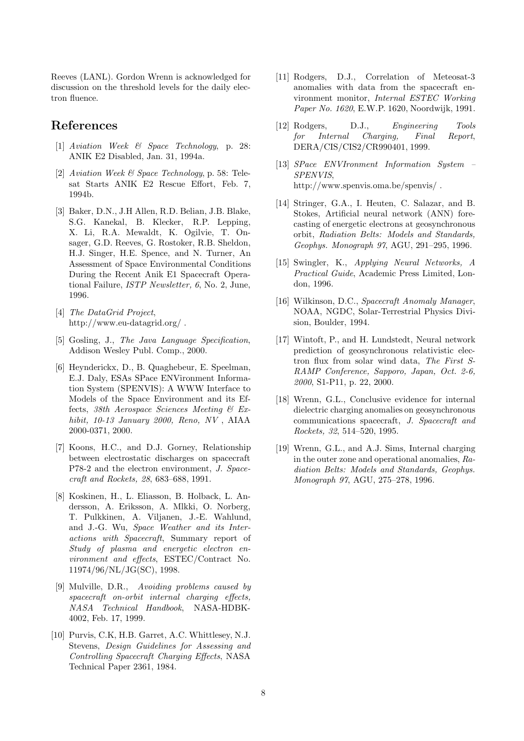Reeves (LANL). Gordon Wrenn is acknowledged for discussion on the threshold levels for the daily electron fluence.

## References

[1] *Aviation Week & Space Technology*, p. 28: ANIK E2 Disabled, Jan. 31, 1994a.

[2] *Aviation Week & Space Technology*, p. 58: Telesat Starts ANIK E2 Rescue Effort, Feb. 7, 1994b.

[3] Baker, D.N., J.H Allen, R.D. Belian, J.B. Blake, S.G. Kanekal, B. Klecker, R.P. Lepping, X. Li, R.A. Mewaldt, K. Ogilvie, T. Onsager, G.D. Reeves, G. Rostoker, R.B. Sheldon, H.J. Singer, H.E. Spence, and N. Turner, An Assessment of Space Environmental Conditions During the Recent Anik E1 Spacecraft Operational Failure, *ISTP Newsletter, 6*, No. 2, June, 1996.

[4] *The DataGrid Project*, http://www.eu-datagrid.org/ .

[5] Gosling, J., *The Java Language Specification*, Addison Wesley Publ. Comp., 2000.

[6] Heynderickx, D., B. Quaghebeur, E. Speelman, E.J. Daly, ESAs SPace ENVironment Information System (SPENVIS): A WWW Interface to Models of the Space Environment and its Effects, *38th Aerospace Sciences Meeting & Exhibit, 10-13 January 2000, Reno, NV* , AIAA 2000-0371, 2000.

[7] Koons, H.C., and D.J. Gorney, Relationship between electrostatic discharges on spacecraft P78-2 and the electron environment, *J. Spacecraft and Rockets, 28*, 683–688, 1991.

[8] Koskinen, H., L. Eliasson, B. Holback, L. Andersson, A. Eriksson, A. Mlkki, O. Norberg, T. Pulkkinen, A. Viljanen, J.-E. Wahlund, and J.-G. Wu, *Space Weather and its Interactions with Spacecraft*, Summary report of *Study of plasma and energetic electron environment and effects*, ESTEC/Contract No. 11974/96/NL/JG(SC), 1998.

[9] Mulville, D.R., *Avoiding problems caused by spacecraft on-orbit internal charging effects, NASA Technical Handbook*, NASA-HDBK-4002, Feb. 17, 1999.

[10] Purvis, C.K, H.B. Garret, A.C. Whittlesey, N.J. Stevens, *Design Guidelines for Assessing and Controlling Spacecraft Charging Effects*, NASA Technical Paper 2361, 1984.

[11] Rodgers, D.J., Correlation of Meteosat-3 anomalies with data from the spacecraft environment monitor, *Internal ESTEC Working Paper No. 1620*, E.W.P. 1620, Noordwijk, 1991.

[12] Rodgers, D.J., *Engineering Tools for Internal Charging, Final Report*, DERA/CIS/CIS2/CR990401, 1999.

[13] *SPace ENVIronment Information System – SPENVIS*, http://www.spenvis.oma.be/spenvis/ .

[14] Stringer, G.A., I. Heuten, C. Salazar, and B. Stokes, Artificial neural network (ANN) forecasting of energetic electrons at geosynchronous orbit, *Radiation Belts: Models and Standards, Geophys. Monograph 97*, AGU, 291–295, 1996.

[15] Swingler, K., *Applying Neural Networks, A Practical Guide*, Academic Press Limited, London, 1996.

[16] Wilkinson, D.C., *Spacecraft Anomaly Manager*, NOAA, NGDC, Solar-Terrestrial Physics Division, Boulder, 1994.

[17] Wintoft, P., and H. Lundstedt, Neural network prediction of geosynchronous relativistic electron flux from solar wind data, *The First S-RAMP Conference, Sapporo, Japan, Oct. 2-6, 2000*, S1-P11, p. 22, 2000.

[18] Wrenn, G.L., Conclusive evidence for internal dielectric charging anomalies on geosynchronous communications spacecraft, *J. Spacecraft and Rockets, 32*, 514–520, 1995.

[19] Wrenn, G.L., and A.J. Sims, Internal charging in the outer zone and operational anomalies, *Radiation Belts: Models and Standards, Geophys. Monograph 97*, AGU, 275–278, 1996.